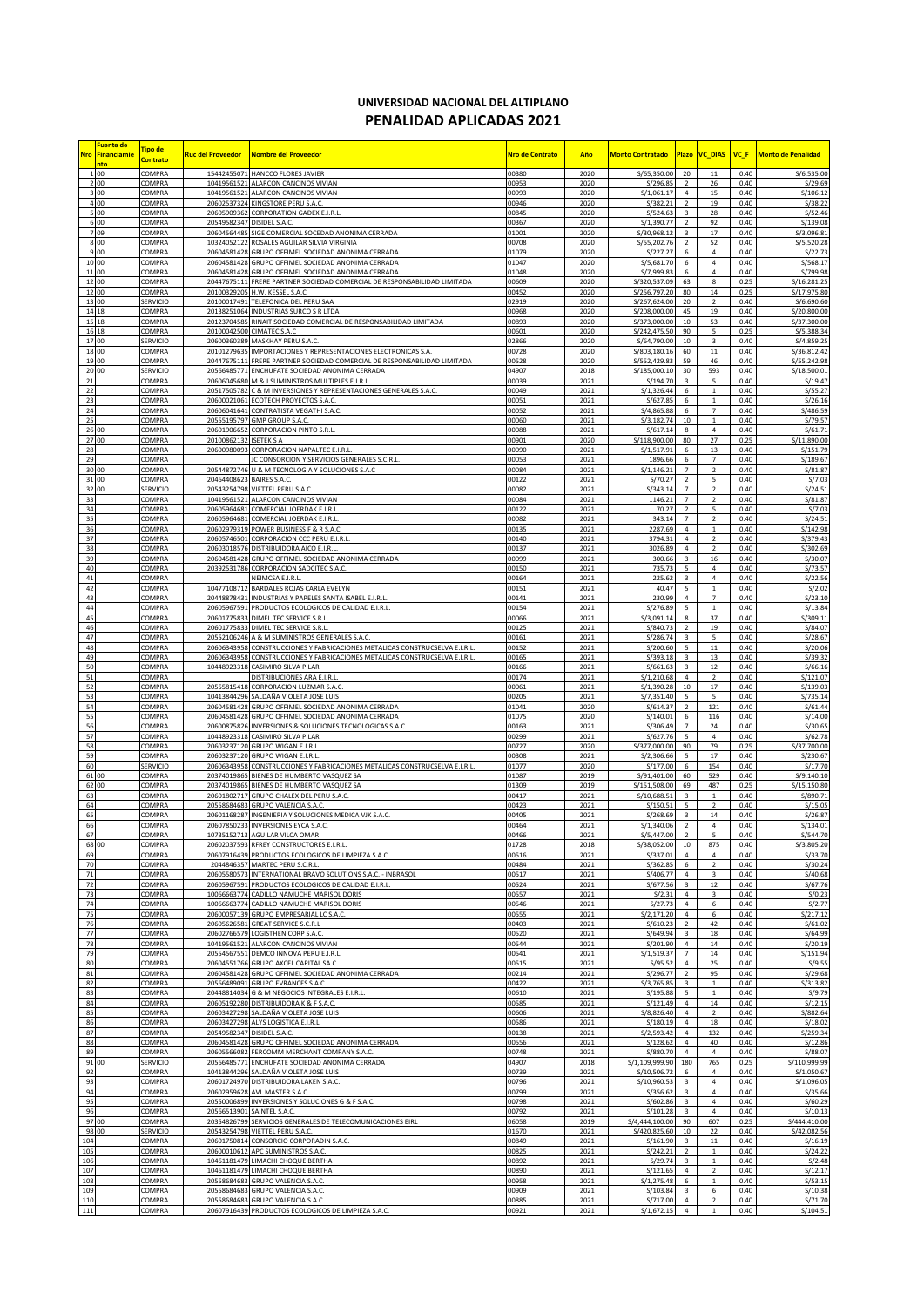# UNIVERSIDAD NACIONAL DEL ALTIPLANO
## PENALIDAD APLICADAS 2021

| Nro | Fuente de Financiamiento | Tipo de Contrato | Ruc del Proveedor | Nombre del Proveedor | Nro de Contrato | Año | Monto Contratado | Plazo | VC_DIAS | VC_F | Monto de Penalidad |
|---|---|---|---|---|---|---|---|---|---|---|---|
| 1 | 00 | COMPRA | 15442455071 | HANCCO FLORES JAVIER | 00380 | 2020 | S/65,350.00 | 20 | 11 | 0.40 | S/6,535.00 |
| 2 | 00 | COMPRA | 10419561521 | ALARCON CANCINOS VIVIAN | 00953 | 2020 | S/296.85 | 2 | 26 | 0.40 | S/29.69 |
| 3 | 00 | COMPRA | 10419561521 | ALARCON CANCINOS VIVIAN | 00993 | 2020 | S/1,061.17 | 4 | 15 | 0.40 | S/106.12 |
| 4 | 00 | COMPRA | 20602537324 | KINGSTORE PERU S.A.C. | 00946 | 2020 | S/382.21 | 2 | 19 | 0.40 | S/38.22 |
| 5 | 00 | COMPRA | 20605909362 | CORPORATION GADEX E.I.R.L. | 00845 | 2020 | S/524.63 | 3 | 28 | 0.40 | S/52.46 |
| 6 | 00 | COMPRA | 20549582347 | DISIDEL S.A.C. | 00367 | 2020 | S/1,390.77 | 2 | 92 | 0.40 | S/139.08 |
| 7 | 09 | COMPRA | 20604564485 | SIGE COMERCIAL SOCIEDAD ANONIMA CERRADA | 01001 | 2020 | S/30,968.12 | 3 | 17 | 0.40 | S/3,096.81 |
| 8 | 00 | COMPRA | 10324052122 | ROSALES AGUILAR SILVIA VIRGINIA | 00708 | 2020 | S/55,202.76 | 2 | 52 | 0.40 | S/5,520.28 |
| 9 | 00 | COMPRA | 20604581428 | GRUPO OFFIMEL SOCIEDAD ANONIMA CERRADA | 01079 | 2020 | S/227.27 | 6 | 4 | 0.40 | S/22.73 |
| 10 | 00 | COMPRA | 20604581428 | GRUPO OFFIMEL SOCIEDAD ANONIMA CERRADA | 01047 | 2020 | S/5,681.70 | 6 | 4 | 0.40 | S/568.17 |
| 11 | 00 | COMPRA | 20604581428 | GRUPO OFFIMEL SOCIEDAD ANONIMA CERRADA | 01048 | 2020 | S/7,999.83 | 6 | 4 | 0.40 | S/799.98 |
| 12 | 00 | COMPRA | 20447675111 | FRERE PARTNER SOCIEDAD COMERCIAL DE RESPONSABILIDAD LIMITADA | 00609 | 2020 | S/320,537.09 | 63 | 8 | 0.25 | S/16,281.25 |
| 12 | 00 | COMPRA | 20100329205 | H.W. KESSEL S.A.C. | 00452 | 2020 | S/256,797.20 | 80 | 14 | 0.25 | S/17,975.80 |
| 13 | 00 | SERVICIO | 20100017491 | TELEFONICA DEL PERU SAA | 02919 | 2020 | S/267,624.00 | 20 | 2 | 0.40 | S/6,690.60 |
| 14 | 18 | COMPRA | 20138251064 | INDUSTRIAS SURCO S R LTDA | 00968 | 2020 | S/208,000.00 | 45 | 19 | 0.40 | S/20,800.00 |
| 15 | 18 | COMPRA | 20123704585 | RINAIT SOCIEDAD COMERCIAL DE RESPONSABILIDAD LIMITADA | 00893 | 2020 | S/373,000.00 | 10 | 53 | 0.40 | S/37,300.00 |
| 16 | 18 | COMPRA | 20100042500 | CIMATEC S.A.C | 00601 | 2020 | S/242,475.50 | 90 | 5 | 0.25 | S/5,388.34 |
| 17 | 00 | SERVICIO | 20600360389 | MASKHAY PERU S.A.C. | 02866 | 2020 | S/64,790.00 | 10 | 3 | 0.40 | S/4,859.25 |
| 18 | 00 | COMPRA | 20101279635 | IMPORTACIONES Y REPRESENTACIONES ELECTRONICAS S.A. | 00728 | 2020 | S/803,180.16 | 60 | 11 | 0.40 | S/36,812.42 |
| 19 | 00 | COMPRA | 20447675111 | FRERE PARTNER SOCIEDAD COMERCIAL DE RESPONSABILIDAD LIMITADA | 00528 | 2020 | S/552,429.83 | 59 | 46 | 0.40 | S/55,242.98 |
| 20 | 00 | SERVICIO | 20566485771 | ENCHUFATE SOCIEDAD ANONIMA CERRADA | 04907 | 2018 | S/185,000.10 | 30 | 593 | 0.40 | S/18,500.01 |
| 21 | | COMPRA | 20606045680 | M & J SUMINISTROS MULTIPLES E.I.R.L. | 00039 | 2021 | S/194.70 | 3 | 5 | 0.40 | S/19.47 |
| 22 | | COMPRA | 20517505782 | C & M INVERSIONES Y REPRESENTACIONES GENERALES S.A.C. | 00049 | 2021 | S/1,326.44 | 6 | 1 | 0.40 | S/55.27 |
| 23 | | COMPRA | 20600021061 | ECOTECH PROYECTOS S.A.C. | 00051 | 2021 | S/627.85 | 6 | 1 | 0.40 | S/26.16 |
| 24 | | COMPRA | 20606041641 | CONTRATISTA VEGATHI S.A.C. | 00052 | 2021 | S/4,865.88 | 6 | 7 | 0.40 | S/486.59 |
| 25 | | COMPRA | 20555195797 | GMP GROUP S.A.C. | 00060 | 2021 | S/3,182.74 | 10 | 1 | 0.40 | S/79.57 |
| 26 | 00 | COMPRA | 20601906652 | CORPORACION PINTO S.R.L. | 00088 | 2021 | S/617.14 | 8 | 4 | 0.40 | S/61.71 |
| 27 | 00 | COMPRA | 20100862132 | ISETEK S A | 00901 | 2020 | S/118,900.00 | 80 | 27 | 0.25 | S/11,890.00 |
| 28 | | COMPRA | 20600980093 | CORPORACION NAPALTEC E.I.R.L. | 00090 | 2021 | S/1,517.91 | 6 | 13 | 0.40 | S/151.79 |
| 29 | | COMPRA | | JC CONSORCION Y SERVICIOS GENERALES S.C.R.L. | 00053 | 2021 | 1896.66 | 6 | 7 | 0.40 | S/189.67 |
| 30 | 00 | COMPRA | 20544872746 | U & M TECNOLOGIA Y SOLUCIONES S.A.C | 00084 | 2021 | S/1,146.21 | 7 | 2 | 0.40 | S/81.87 |
| 31 | 00 | COMPRA | 20464408623 | BAIRES S.A.C. | 00122 | 2021 | S/70.27 | 2 | 5 | 0.40 | S/7.03 |
| 32 | 00 | SERVICIO | 20543254798 | VIETTEL PERU S.A.C. | 00082 | 2021 | S/343.14 | 7 | 2 | 0.40 | S/24.51 |
| 33 | | COMPRA | 10419561521 | ALARCON CANCINOS VIVIAN | 00084 | 2021 | 1146.21 | 7 | 2 | 0.40 | S/81.87 |
| 34 | | COMPRA | 20605964681 | COMERCIAL JOERDAK E.I.R.L. | 00122 | 2021 | 70.27 | 2 | 5 | 0.40 | S/7.03 |
| 35 | | COMPRA | 20605964681 | COMERCIAL JOERDAK E.I.R.L. | 00082 | 2021 | 343.14 | 7 | 2 | 0.40 | S/24.51 |
| 36 | | COMPRA | 20602979319 | POWER BUSINESS F & R S.A.C. | 00135 | 2021 | 2287.69 | 4 | 1 | 0.40 | S/142.98 |
| 37 | | COMPRA | 20605746501 | CORPORACION CCC PERU E.I.R.L. | 00140 | 2021 | 3794.31 | 4 | 2 | 0.40 | S/379.43 |
| 38 | | COMPRA | 20603018576 | DISTRIBUIDORA AICO E.I.R.L. | 00137 | 2021 | 3026.89 | 4 | 2 | 0.40 | S/302.69 |
| 39 | | COMPRA | 20604581428 | GRUPO OFFIMEL SOCIEDAD ANONIMA CERRADA | 00099 | 2021 | 300.66 | 3 | 16 | 0.40 | S/30.07 |
| 40 | | COMPRA | 20392531786 | CORPORACION SADCITEC S.A.C. | 00150 | 2021 | 735.73 | 5 | 4 | 0.40 | S/73.57 |
| 41 | | COMPRA | | NEIMCSA E.I.R.L. | 00164 | 2021 | 225.62 | 3 | 4 | 0.40 | S/22.56 |
| 42 | | COMPRA | 10477108712 | BARDALES ROJAS CARLA EVELYN | 00151 | 2021 | 40.47 | 5 | 1 | 0.40 | S/2.02 |
| 43 | | COMPRA | 20448878431 | INDUSTRIAS Y PAPELES SANTA ISABEL E.I.R.L. | 00141 | 2021 | 230.99 | 4 | 7 | 0.40 | S/23.10 |
| 44 | | COMPRA | 20605967591 | PRODUCTOS ECOLOGICOS DE CALIDAD E.I.R.L. | 00154 | 2021 | S/276.89 | 5 | 1 | 0.40 | S/13.84 |
| 45 | | COMPRA | 20601775833 | DIMEL TEC SERVICE S.R.L. | 00066 | 2021 | S/3,091.14 | 8 | 37 | 0.40 | S/309.11 |
| 46 | | COMPRA | 20601775833 | DIMEL TEC SERVICE S.R.L. | 00125 | 2021 | S/840.73 | 2 | 19 | 0.40 | S/84.07 |
| 47 | | COMPRA | 20552106246 | A & M SUMINISTROS GENERALES S.A.C. | 00161 | 2021 | S/286.74 | 3 | 5 | 0.40 | S/28.67 |
| 48 | | COMPRA | 20606343958 | CONSTRUCCIONES Y FABRICACIONES METALICAS CONSTRUCSELVA E.I.R.L. | 00152 | 2021 | S/200.60 | 5 | 11 | 0.40 | S/20.06 |
| 49 | | COMPRA | 20606343958 | CONSTRUCCIONES Y FABRICACIONES METALICAS CONSTRUCSELVA E.I.R.L. | 00165 | 2021 | S/393.18 | 3 | 13 | 0.40 | S/39.32 |
| 50 | | COMPRA | 10448923318 | CASIMIRO SILVA PILAR | 00166 | 2021 | S/661.63 | 3 | 12 | 0.40 | S/66.16 |
| 51 | | COMPRA | | DISTRIBUCIONES ARA E.I.R.L. | 00174 | 2021 | S/1,210.68 | 4 | 2 | 0.40 | S/121.07 |
| 52 | | COMPRA | 20555815418 | CORPORACION LUZMAR S.A.C. | 00061 | 2021 | S/1,390.28 | 10 | 17 | 0.40 | S/139.03 |
| 53 | | COMPRA | 10413844296 | SALDAÑA VIOLETA JOSE LUIS | 00205 | 2021 | S/7,351.40 | 5 | 5 | 0.40 | S/735.14 |
| 54 | | COMPRA | 20604581428 | GRUPO OFFIMEL SOCIEDAD ANONIMA CERRADA | 01041 | 2020 | S/614.37 | 2 | 121 | 0.40 | S/61.44 |
| 55 | | COMPRA | 20604581428 | GRUPO OFFIMEL SOCIEDAD ANONIMA CERRADA | 01075 | 2020 | S/140.01 | 6 | 116 | 0.40 | S/14.00 |
| 56 | | COMPRA | 20600875826 | INVERSIONES & SOLUCIONES TECNOLOGICAS S.A.C. | 00163 | 2021 | S/306.49 | 7 | 24 | 0.40 | S/30.65 |
| 57 | | COMPRA | 10448923318 | CASIMIRO SILVA PILAR | 00299 | 2021 | S/627.76 | 5 | 4 | 0.40 | S/62.78 |
| 58 | | COMPRA | 20603237120 | GRUPO WIGAN E.I.R.L. | 00727 | 2020 | S/377,000.00 | 90 | 79 | 0.25 | S/37,700.00 |
| 59 | | COMPRA | 20603237120 | GRUPO WIGAN E.I.R.L. | 00308 | 2021 | S/2,306.66 | 5 | 17 | 0.40 | S/230.67 |
| 60 | | SERVICIO | 20606343958 | CONSTRUCCIONES Y FABRICACIONES METALICAS CONSTRUCSELVA E.I.R.L. | 01077 | 2020 | S/177.00 | 6 | 154 | 0.40 | S/17.70 |
| 61 | 00 | COMPRA | 20374019865 | BIENES DE HUMBERTO VASQUEZ SA | 01087 | 2019 | S/91,401.00 | 60 | 529 | 0.40 | S/9,140.10 |
| 62 | 00 | COMPRA | 20374019865 | BIENES DE HUMBERTO VASQUEZ SA | 01309 | 2019 | S/151,508.00 | 69 | 487 | 0.25 | S/15,150.80 |
| 63 | | COMPRA | 20601802717 | GRUPO CHALEX DEL PERU S.A.C. | 00417 | 2021 | S/10,688.51 | 3 | 1 | 0.40 | S/890.71 |
| 64 | | COMPRA | 20558684683 | GRUPO VALENCIA S.A.C. | 00423 | 2021 | S/150.51 | 5 | 2 | 0.40 | S/15.05 |
| 65 | | COMPRA | 20601168287 | INGENIERIA Y SOLUCIONES MEDICA VJK S.A.C. | 00405 | 2021 | S/268.69 | 3 | 14 | 0.40 | S/26.87 |
| 66 | | COMPRA | 20607850233 | INVERSIONES EYCA S.A.C. | 00464 | 2021 | S/1,340.06 | 2 | 4 | 0.40 | S/134.01 |
| 67 | | COMPRA | 10735152713 | AGUILAR VILCA OMAR | 00466 | 2021 | S/5,447.00 | 2 | 5 | 0.40 | S/544.70 |
| 68 | 00 | COMPRA | 20602037593 | RFREY CONSTRUCTORES E.I.R.L. | 01728 | 2018 | S/38,052.00 | 10 | 875 | 0.40 | S/3,805.20 |
| 69 | | COMPRA | 20607916439 | PRODUCTOS ECOLOGICOS DE LIMPIEZA S.A.C. | 00516 | 2021 | S/337.01 | 4 | 4 | 0.40 | S/33.70 |
| 70 | | COMPRA | 20448463572 | MARTEC PERU S.C.R.L. | 00484 | 2021 | S/362.85 | 6 | 2 | 0.40 | S/30.24 |
| 71 | | COMPRA | 20605580573 | INTERNATIONAL BRAVO SOLUTIONS S.A.C. - INBRASOL | 00517 | 2021 | S/406.77 | 4 | 3 | 0.40 | S/40.68 |
| 72 | | COMPRA | 20605967591 | PRODUCTOS ECOLOGICOS DE CALIDAD E.I.R.L. | 00524 | 2021 | S/677.56 | 3 | 12 | 0.40 | S/67.76 |
| 73 | | COMPRA | 10066663774 | CADILLO NAMUCHE MARISOL DORIS | 00557 | 2021 | S/2.31 | 4 | 3 | 0.40 | S/0.23 |
| 74 | | COMPRA | 10066663774 | CADILLO NAMUCHE MARISOL DORIS | 00546 | 2021 | S/27.73 | 4 | 6 | 0.40 | S/2.77 |
| 75 | | COMPRA | 20600057139 | GRUPO EMPRESARIAL LC S.A.C. | 00555 | 2021 | S/2,171.20 | 4 | 6 | 0.40 | S/217.12 |
| 76 | | COMPRA | 20605626581 | GREAT SERVICE S.C.R.L | 00403 | 2021 | S/610.23 | 2 | 42 | 0.40 | S/61.02 |
| 77 | | COMPRA | 20602766579 | LOGISTHEN CORP S.A.C. | 00520 | 2021 | S/649.94 | 3 | 18 | 0.40 | S/64.99 |
| 78 | | COMPRA | 10419561521 | ALARCON CANCINOS VIVIAN | 00544 | 2021 | S/201.90 | 4 | 14 | 0.40 | S/20.19 |
| 79 | | COMPRA | 20554567551 | DEMCO INNOVA PERU E.I.R.L. | 00541 | 2021 | S/1,519.37 | 7 | 14 | 0.40 | S/151.94 |
| 80 | | COMPRA | 20604551766 | GRUPO AXCEL CAPITAL S.A.C. | 00551 | 2021 | S/95.52 | 4 | 25 | 0.40 | S/9.55 |
| 81 | | COMPRA | 20604581428 | GRUPO OFFIMEL SOCIEDAD ANONIMA CERRADA | 00214 | 2021 | S/296.77 | 2 | 95 | 0.40 | S/29.68 |
| 82 | | COMPRA | 20566489091 | GRUPO EVRANCES S.A.C. | 00422 | 2021 | S/3,765.85 | 3 | 1 | 0.40 | S/313.82 |
| 83 | | COMPRA | 20448814034 | G & M NEGOCIOS INTEGRALES E.I.R.L. | 00610 | 2021 | S/195.88 | 5 | 1 | 0.40 | S/9.79 |
| 84 | | COMPRA | 20605192280 | DISTRIBUIDORA K & F S.A.C. | 00585 | 2021 | S/121.49 | 4 | 14 | 0.40 | S/12.15 |
| 85 | | COMPRA | 20603427298 | SALDAÑA VIOLETA JOSE LUIS | 00606 | 2021 | S/8,826.40 | 4 | 2 | 0.40 | S/882.64 |
| 86 | | COMPRA | 20603427298 | ALYS LOGISTICA E.I.R.L. | 00586 | 2021 | S/180.19 | 4 | 18 | 0.40 | S/18.02 |
| 87 | | COMPRA | 20549582347 | DISIDEL S.A.C. | 00138 | 2021 | S/2,593.42 | 4 | 132 | 0.40 | S/259.34 |
| 88 | | COMPRA | 20604581428 | GRUPO OFFIMEL SOCIEDAD ANONIMA CERRADA | 00556 | 2021 | S/128.62 | 4 | 40 | 0.40 | S/12.86 |
| 89 | | COMPRA | 20605566082 | FERCOMM MERCHANT COMPANY S.A.C. | 00748 | 2021 | S/880.70 | 4 | 4 | 0.40 | S/88.07 |
| 91 | 00 | SERVICIO | 20566485771 | ENCHUFATE SOCIEDAD ANONIMA CERRADA | 04907 | 2018 | S/1,109,999.90 | 180 | 765 | 0.25 | S/110,999.99 |
| 92 | | COMPRA | 10413844296 | SALDAÑA VIOLETA JOSE LUIS | 00739 | 2021 | S/10,506.72 | 6 | 4 | 0.40 | S/1,050.67 |
| 93 | | COMPRA | 20601724970 | DISTRIBUIDORA LAKEN S.A.C. | 00796 | 2021 | S/10,960.53 | 3 | 4 | 0.40 | S/1,096.05 |
| 94 | | COMPRA | 20602959628 | AVL MASTER S.A.C. | 00799 | 2021 | S/356.62 | 3 | 4 | 0.40 | S/35.66 |
| 95 | | COMPRA | 20550006899 | INVERSIONES Y SOLUCIONES G & F S.A.C. | 00798 | 2021 | S/602.86 | 3 | 4 | 0.40 | S/60.29 |
| 96 | | COMPRA | 20566513901 | SAINTEL S.A.C. | 00792 | 2021 | S/101.28 | 3 | 4 | 0.40 | S/10.13 |
| 97 | 00 | COMPRA | 20354826799 | SERVICIOS GENERALES DE TELECOMUNICACIONES EIRL | 06058 | 2019 | S/4,444,100.00 | 90 | 607 | 0.25 | S/444,410.00 |
| 98 | 00 | SERVICIO | 20543254798 | VIETTEL PERU S.A.C. | 01670 | 2021 | S/420,825.60 | 10 | 22 | 0.40 | S/42,082.56 |
| 104 | | COMPRA | 20601750814 | CONSORCIO CORPORADIN S.A.C. | 00849 | 2021 | S/161.90 | 3 | 11 | 0.40 | S/16.19 |
| 105 | | COMPRA | 20600010612 | APC SUMINISTROS S.A.C. | 00825 | 2021 | S/242.21 | 2 | 1 | 0.40 | S/24.22 |
| 106 | | COMPRA | 10461181479 | LIMACHI CHOQUE BERTHA | 00892 | 2021 | S/29.74 | 3 | 1 | 0.40 | S/2.48 |
| 107 | | COMPRA | 10461181479 | LIMACHI CHOQUE BERTHA | 00890 | 2021 | S/121.65 | 4 | 2 | 0.40 | S/12.17 |
| 108 | | COMPRA | 20558684683 | GRUPO VALENCIA S.A.C. | 00958 | 2021 | S/1,275.48 | 6 | 1 | 0.40 | S/53.15 |
| 109 | | COMPRA | 20558684683 | GRUPO VALENCIA S.A.C. | 00909 | 2021 | S/103.84 | 3 | 6 | 0.40 | S/10.38 |
| 110 | | COMPRA | 20558684683 | GRUPO VALENCIA S.A.C. | 00885 | 2021 | S/717.00 | 4 | 2 | 0.40 | S/71.70 |
| 111 | | COMPRA | 20607916439 | PRODUCTOS ECOLOGICOS DE LIMPIEZA S.A.C. | 00921 | 2021 | S/1,672.15 | 4 | 1 | 0.40 | S/104.51 |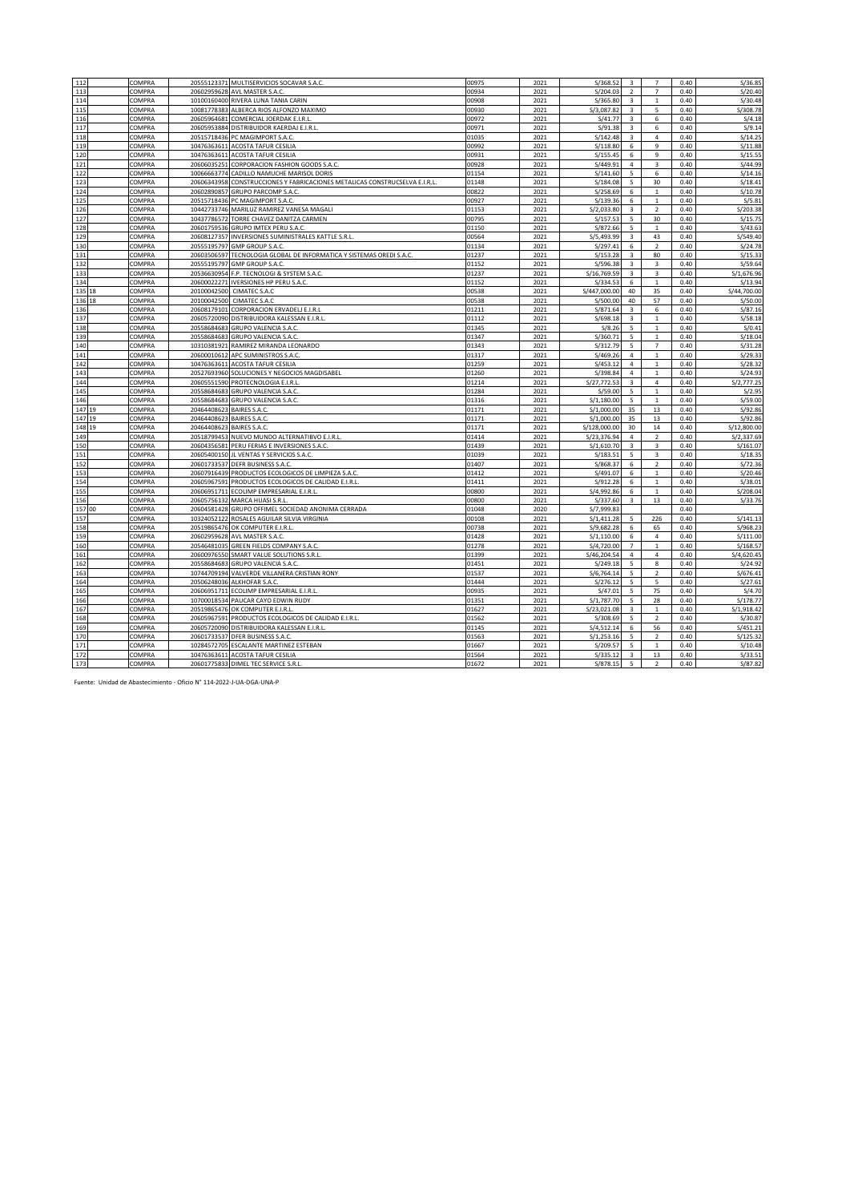| | | | | | | | | | | | |
|---|---|---|---|---|---|---|---|---|---|---|---|
| 112 | | COMPRA | 20555123371 | MULTISERVICIOS SOCAVAR S.A.C. | 00975 | 2021 | S/368.52 | 3 | 7 | 0.40 | S/36.85 |
| 113 | | COMPRA | 20602959628 | AVL MASTER S.A.C. | 00934 | 2021 | S/204.03 | 2 | 7 | 0.40 | S/20.40 |
| 114 | | COMPRA | 10100160400 | RIVERA LUNA TANIA CARIN | 00908 | 2021 | S/365.80 | 3 | 1 | 0.40 | S/30.48 |
| 115 | | COMPRA | 10081778383 | ALBERCA RIOS ALFONZO MAXIMO | 00930 | 2021 | S/3,087.82 | 3 | 5 | 0.40 | S/308.78 |
| 116 | | COMPRA | 20605964681 | COMERCIAL JOERDAK E.I.R.L. | 00972 | 2021 | S/41.77 | 3 | 6 | 0.40 | S/4.18 |
| 117 | | COMPRA | 20605953884 | DISTRIBUIDOR KAERDAJ E.I.R.L. | 00971 | 2021 | S/91.38 | 3 | 6 | 0.40 | S/9.14 |
| 118 | | COMPRA | 20515718436 | PC MAGIMPORT S.A.C. | 01035 | 2021 | S/142.48 | 3 | 4 | 0.40 | S/14.25 |
| 119 | | COMPRA | 10476363611 | ACOSTA TAFUR CESILIA | 00992 | 2021 | S/118.80 | 6 | 9 | 0.40 | S/11.88 |
| 120 | | COMPRA | 10476363611 | ACOSTA TAFUR CESILIA | 00931 | 2021 | S/155.45 | 6 | 9 | 0.40 | S/15.55 |
| 121 | | COMPRA | 20606035251 | CORPORACION FASHION GOODS S.A.C. | 00928 | 2021 | S/449.91 | 4 | 3 | 0.40 | S/44.99 |
| 122 | | COMPRA | 10066663774 | CADILLO NAMUCHE MARISOL DORIS | 01154 | 2021 | S/141.60 | 5 | 6 | 0.40 | S/14.16 |
| 123 | | COMPRA | 20606343958 | CONSTRUCCIONES Y FABRICACIONES METALICAS CONSTRUCSELVA E.I.R.L. | 01148 | 2021 | S/184.08 | 5 | 30 | 0.40 | S/18.41 |
| 124 | | COMPRA | 20602890857 | GRUPO PARCOMP S.A.C. | 00822 | 2021 | S/258.69 | 6 | 1 | 0.40 | S/10.78 |
| 125 | | COMPRA | 20515718436 | PC MAGIMPORT S.A.C. | 00927 | 2021 | S/139.36 | 6 | 1 | 0.40 | S/5.81 |
| 126 | | COMPRA | 10442733746 | MARILUZ RAMIREZ VANESA MAGALI | 01153 | 2021 | S/2,033.80 | 3 | 2 | 0.40 | S/203.38 |
| 127 | | COMPRA | 10437786572 | TORRE CHAVEZ DANITZA CARMEN | 00795 | 2021 | S/157.53 | 5 | 30 | 0.40 | S/15.75 |
| 128 | | COMPRA | 20601759536 | GRUPO IMTEX PERU S.A.C. | 01150 | 2021 | S/872.66 | 5 | 1 | 0.40 | S/43.63 |
| 129 | | COMPRA | 20608127357 | INVERSIONES SUMINISTRALES KATTLE S.R.L. | 00564 | 2021 | S/5,493.99 | 3 | 43 | 0.40 | S/549.40 |
| 130 | | COMPRA | 20555195797 | GMP GROUP S.A.C. | 01134 | 2021 | S/297.41 | 6 | 2 | 0.40 | S/24.78 |
| 131 | | COMPRA | 20603506597 | TECNOLOGIA GLOBAL DE INFORMATICA Y SISTEMAS OREDI S.A.C. | 01237 | 2021 | S/153.28 | 3 | 80 | 0.40 | S/15.33 |
| 132 | | COMPRA | 20555195797 | GMP GROUP S.A.C. | 01152 | 2021 | S/596.38 | 3 | 3 | 0.40 | S/59.64 |
| 133 | | COMPRA | 20536630954 | F.P. TECNOLOGI & SYSTEM S.A.C. | 01237 | 2021 | S/16,769.59 | 3 | 3 | 0.40 | S/1,676.96 |
| 134 | | COMPRA | 20600022271 | IVERSIONES HP PERU S.A.C. | 01152 | 2021 | S/334.53 | 6 | 1 | 0.40 | S/13.94 |
| 135 | 18 | COMPRA | 20100042500 | CIMATEC S.A.C | 00538 | 2021 | S/447,000.00 | 40 | 35 | 0.40 | S/44,700.00 |
| 136 | 18 | COMPRA | 20100042500 | CIMATEC S.A.C | 00538 | 2021 | S/500.00 | 40 | 57 | 0.40 | S/50.00 |
| 136 | | COMPRA | 20608179101 | CORPORACION ERVADELJ E.I.R.L | 01211 | 2021 | S/871.64 | 3 | 6 | 0.40 | S/87.16 |
| 137 | | COMPRA | 20605720090 | DISTRIBUIDORA KALESSAN E.I.R.L. | 01112 | 2021 | S/698.18 | 3 | 1 | 0.40 | S/58.18 |
| 138 | | COMPRA | 20558684683 | GRUPO VALENCIA S.A.C. | 01345 | 2021 | S/8.26 | 5 | 1 | 0.40 | S/0.41 |
| 139 | | COMPRA | 20558684683 | GRUPO VALENCIA S.A.C. | 01347 | 2021 | S/360.71 | 5 | 1 | 0.40 | S/18.04 |
| 140 | | COMPRA | 10310381921 | RAMIREZ MIRANDA LEONARDO | 01343 | 2021 | S/312.79 | 5 | 7 | 0.40 | S/31.28 |
| 141 | | COMPRA | 20600010612 | APC SUMINISTROS S.A.C. | 01317 | 2021 | S/469.26 | 4 | 1 | 0.40 | S/29.33 |
| 142 | | COMPRA | 10476363611 | ACOSTA TAFUR CESILIA | 01259 | 2021 | S/453.12 | 4 | 1 | 0.40 | S/28.32 |
| 143 | | COMPRA | 20527693960 | SOLUCIONES Y NEGOCIOS MAGDISABEL | 01260 | 2021 | S/398.84 | 4 | 1 | 0.40 | S/24.93 |
| 144 | | COMPRA | 20605551590 | PROTECNOLOGIA E.I.R.L. | 01214 | 2021 | S/27,772.53 | 3 | 4 | 0.40 | S/2,777.25 |
| 145 | | COMPRA | 20558684683 | GRUPO VALENCIA S.A.C. | 01284 | 2021 | S/59.00 | 5 | 1 | 0.40 | S/2.95 |
| 146 | | COMPRA | 20558684683 | GRUPO VALENCIA S.A.C. | 01316 | 2021 | S/1,180.00 | 5 | 1 | 0.40 | S/59.00 |
| 147 | 19 | COMPRA | 20464408623 | BAIRES S.A.C. | 01171 | 2021 | S/1,000.00 | 35 | 13 | 0.40 | S/92.86 |
| 147 | 19 | COMPRA | 20464408623 | BAIRES S.A.C. | 01171 | 2021 | S/1,000.00 | 35 | 13 | 0.40 | S/92.86 |
| 148 | 19 | COMPRA | 20464408623 | BAIRES S.A.C. | 01171 | 2021 | S/128,000.00 | 30 | 14 | 0.40 | S/12,800.00 |
| 149 | | COMPRA | 20518799453 | NUEVO MUNDO ALTERNATIBVO E.I.R.L. | 01414 | 2021 | S/23,376.94 | 4 | 2 | 0.40 | S/2,337.69 |
| 150 | | COMPRA | 20604356581 | PERU FERIAS E INVERSIONES S.A.C. | 01439 | 2021 | S/1,610.70 | 3 | 3 | 0.40 | S/161.07 |
| 151 | | COMPRA | 20605400150 | JL VENTAS Y SERVICIOS S.A.C. | 01039 | 2021 | S/183.51 | 5 | 3 | 0.40 | S/18.35 |
| 152 | | COMPRA | 20601733537 | DEFR BUSINESS S.A.C. | 01407 | 2021 | S/868.37 | 6 | 2 | 0.40 | S/72.36 |
| 153 | | COMPRA | 20607916439 | PRODUCTOS ECOLOGICOS DE LIMPIEZA S.A.C. | 01412 | 2021 | S/491.07 | 6 | 1 | 0.40 | S/20.46 |
| 154 | | COMPRA | 20605967591 | PRODUCTOS ECOLOGICOS DE CALIDAD E.I.R.L. | 01411 | 2021 | S/912.28 | 6 | 1 | 0.40 | S/38.01 |
| 155 | | COMPRA | 20606951711 | ECOLIMP EMPRESARIAL E.I.R.L. | 00800 | 2021 | S/4,992.86 | 6 | 1 | 0.40 | S/208.04 |
| 156 | | COMPRA | 20605756132 | MARCA HUASI S.R.L. | 00800 | 2021 | S/337.60 | 3 | 13 | 0.40 | S/33.76 |
| 157 | 00 | COMPRA | 20604581428 | GRUPO OFFIMEL SOCIEDAD ANONIMA CERRADA | 01048 | 2020 | S/7,999.83 | | | 0.40 | |
| 157 | | COMPRA | 10324052122 | ROSALES AGUILAR SILVIA VIRGINIA | 00108 | 2021 | S/1,411.28 | 5 | 226 | 0.40 | S/141.13 |
| 158 | | COMPRA | 20519865476 | OK COMPUTER E.I.R.L. | 00738 | 2021 | S/9,682.28 | 6 | 65 | 0.40 | S/968.23 |
| 159 | | COMPRA | 20602959628 | AVL MASTER S.A.C. | 01428 | 2021 | S/1,110.00 | 6 | 4 | 0.40 | S/111.00 |
| 160 | | COMPRA | 20546481035 | GREEN FIELDS COMPANY S.A.C. | 01278 | 2021 | S/4,720.00 | 7 | 1 | 0.40 | S/168.57 |
| 161 | | COMPRA | 20600976550 | SMART VALUE SOLUTIONS S.R.L. | 01399 | 2021 | S/46,204.54 | 4 | 4 | 0.40 | S/4,620.45 |
| 162 | | COMPRA | 20558684683 | GRUPO VALENCIA S.A.C. | 01451 | 2021 | S/249.18 | 5 | 8 | 0.40 | S/24.92 |
| 163 | | COMPRA | 10744709194 | VALVERDE VILLANERA CRISTIAN RONY | 01537 | 2021 | S/6,764.14 | 5 | 2 | 0.40 | S/676.41 |
| 164 | | COMPRA | 20506248036 | ALKHOFAR S.A.C. | 01444 | 2021 | S/276.12 | 5 | 5 | 0.40 | S/27.61 |
| 165 | | COMPRA | 20606951711 | ECOLIMP EMPRESARIAL E.I.R.L. | 00935 | 2021 | S/47.01 | 5 | 75 | 0.40 | S/4.70 |
| 166 | | COMPRA | 10700018534 | PAUCAR CAYO EDWIN RUDY | 01351 | 2021 | S/1,787.70 | 5 | 28 | 0.40 | S/178.77 |
| 167 | | COMPRA | 20519865476 | OK COMPUTER E.I.R.L. | 01627 | 2021 | S/23,021.08 | 3 | 1 | 0.40 | S/1,918.42 |
| 168 | | COMPRA | 20605967591 | PRODUCTOS ECOLOGICOS DE CALIDAD E.I.R.L. | 01562 | 2021 | S/308.69 | 5 | 2 | 0.40 | S/30.87 |
| 169 | | COMPRA | 20605720090 | DISTRIBUIDORA KALESSAN E.I.R.L. | 01145 | 2021 | S/4,512.14 | 6 | 56 | 0.40 | S/451.21 |
| 170 | | COMPRA | 20601733537 | DFER BUSINESS S.A.C. | 01563 | 2021 | S/1,253.16 | 5 | 2 | 0.40 | S/125.32 |
| 171 | | COMPRA | 10284572705 | ESCALANTE MARTINEZ ESTEBAN | 01667 | 2021 | S/209.57 | 5 | 1 | 0.40 | S/10.48 |
| 172 | | COMPRA | 10476363611 | ACOSTA TAFUR CESILIA | 01564 | 2021 | S/335.12 | 3 | 13 | 0.40 | S/33.51 |
| 173 | | COMPRA | 20601775833 | DIMEL TEC SERVICE S.R.L. | 01672 | 2021 | S/878.15 | 5 | 2 | 0.40 | S/87.82 |

Fuente: Unidad de Abastecimiento - Oficio N° 114-2022-J-UA-DGA-UNA-P